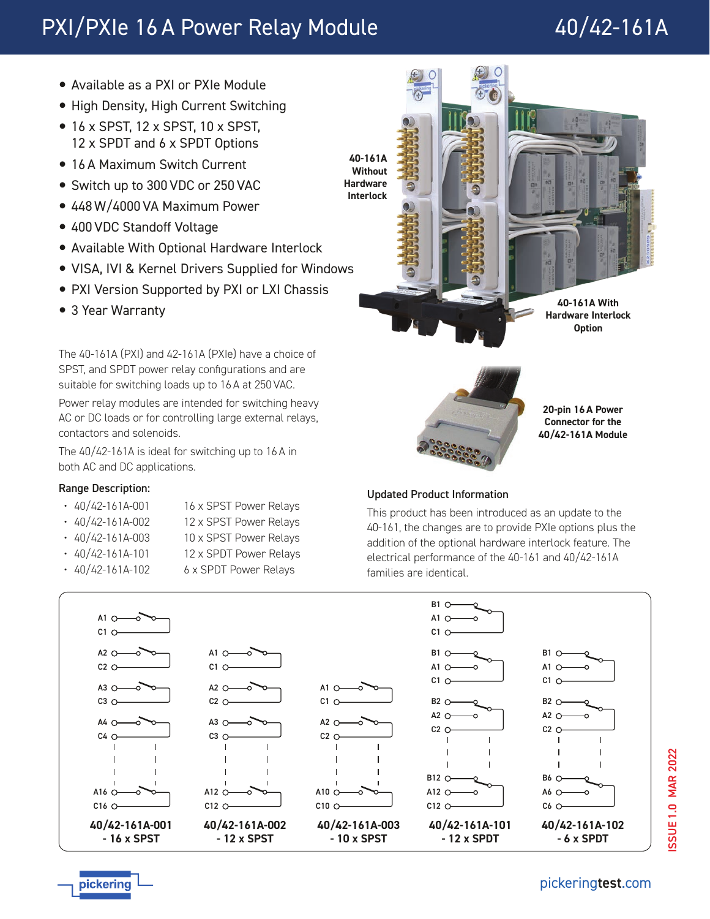# PXI/PXIe 16 A Power Relay Module 40/42-161A

- Available as a PXI or PXIe Module
- High Density, High Current Switching
- 16 x SPST, 12 x SPST, 10 x SPST, 12 x SPDT and 6 x SPDT Options
- 16 A Maximum Switch Current
- Switch up to 300 VDC or 250 VAC
- 448 W/4000 VA Maximum Power
- 400 VDC Standoff Voltage
- Available With Optional Hardware Interlock
- VISA, IVI & Kernel Drivers Supplied for Windows
- PXI Version Supported by PXI or LXI Chassis
- 3 Year Warranty

40-161A Without Hardware Interlock

40-161A With Hardware Interlock Option

20-pin 16 A Power Connector for the 40/42-161A Module

The 40-161A (PXI) and 42-161A (PXIe) have a choice of SPST, and SPDT power relay configurations and are suitable for switching loads up to 16 A at 250 VAC.

Power relay modules are intended for switching heavy AC or DC loads or for controlling large external relays, contactors and solenoids.

The 40/42-161A is ideal for switching up to 16 A in both AC and DC applications.

### Range Description:

- 40/42-161A-001 — 16 x SPST Power Relays
- 40/42-161A-002 — 12 x SPST Power Relays
- 40/42-161A-003 — 10 x SPST Power Relays
- 40/42-161A-101 — 12 x SPDT Power Relays
- 40/42-161A-102 — 6 x SPDT Power Relays

### Updated Product Information

This product has been introduced as an update to the 40-161, the changes are to provide PXIe options plus the addition of the optional hardware interlock feature. The electrical performance of the 40-161 and 40/42-161A families are identical.

A1/C1, A2/C2, A3/C3, A4/C4 … A16/C16
**40/42-161A-001 - 16 x SPST**

A1/C1, A2/C2, A3/C3 … A12/C12
**40/42-161A-002 - 12 x SPST**

A1/C1, A2/C2 … A10/C10
**40/42-161A-003 - 10 x SPST**

B1/A1/C1, B1/A1/C1, B2/A2/C2 … B12/A12/C12
**40/42-161A-101 - 12 x SPDT**

B1/A1/C1, B2/A2/C2 … B6/A6/C6
**40/42-161A-102 - 6 x SPDT**

ISSUE 1.0 MAR 2022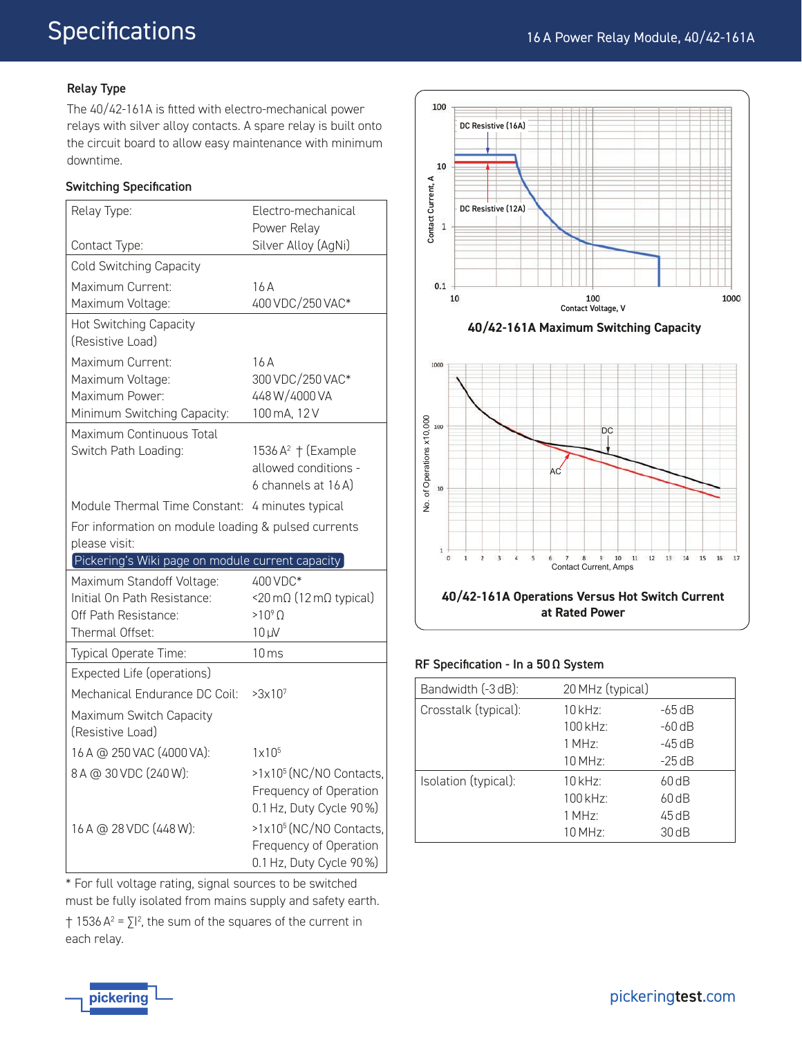# Specifications

### Relay Type

The 40/42-161A is fitted with electro-mechanical power relays with silver alloy contacts. A spare relay is built onto the circuit board to allow easy maintenance with minimum downtime.

### Switching Specification

| | |
|---|---|
| Relay Type: | Electro-mechanical Power Relay |
| Contact Type: | Silver Alloy (AgNi) |
| **Cold Switching Capacity** | |
| Maximum Current: | 16 A |
| Maximum Voltage: | 400 VDC/250 VAC* |
| **Hot Switching Capacity (Resistive Load)** | |
| Maximum Current: | 16 A |
| Maximum Voltage: | 300 VDC/250 VAC* |
| Maximum Power: | 448 W/4000 VA |
| Minimum Switching Capacity: | 100 mA, 12 V |
| Maximum Continuous Total Switch Path Loading: | 1536 $A^2$ † (Example allowed conditions - 6 channels at 16 A) |
| Module Thermal Time Constant: | 4 minutes typical |
| For information on module loading & pulsed currents please visit: Pickering's Wiki page on module current capacity | |
| Maximum Standoff Voltage: | 400 VDC* |
| Initial On Path Resistance: | <20 mΩ (12 mΩ typical) |
| Off Path Resistance: | $>10^9$ Ω |
| Thermal Offset: | 10 µV |
| Typical Operate Time: | 10 ms |
| **Expected Life (operations)** | |
| Mechanical Endurance DC Coil: | $>3x10^7$ |
| Maximum Switch Capacity (Resistive Load) | |
| 16 A @ 250 VAC (4000 VA): | $1x10^5$ |
| 8 A @ 30 VDC (240 W): | $>1x10^5$ (NC/NO Contacts, Frequency of Operation 0.1 Hz, Duty Cycle 90 %) |
| 16 A @ 28 VDC (448 W): | $>1x10^5$ (NC/NO Contacts, Frequency of Operation 0.1 Hz, Duty Cycle 90 %) |

\* For full voltage rating, signal sources to be switched must be fully isolated from mains supply and safety earth.

† 1536 $A^2 = \sum I^2$, the sum of the squares of the current in each relay.

**40/42-161A Maximum Switching Capacity**

**40/42-161A Operations Versus Hot Switch Current at Rated Power**

### RF Specification - In a 50 Ω System

| | | |
|---|---|---|
| Bandwidth (-3 dB): | 20 MHz (typical) | |
| Crosstalk (typical): | 10 kHz: | -65 dB |
| | 100 kHz: | -60 dB |
| | 1 MHz: | -45 dB |
| | 10 MHz: | -25 dB |
| Isolation (typical): | 10 kHz: | 60 dB |
| | 100 kHz: | 60 dB |
| | 1 MHz: | 45 dB |
| | 10 MHz: | 30 dB |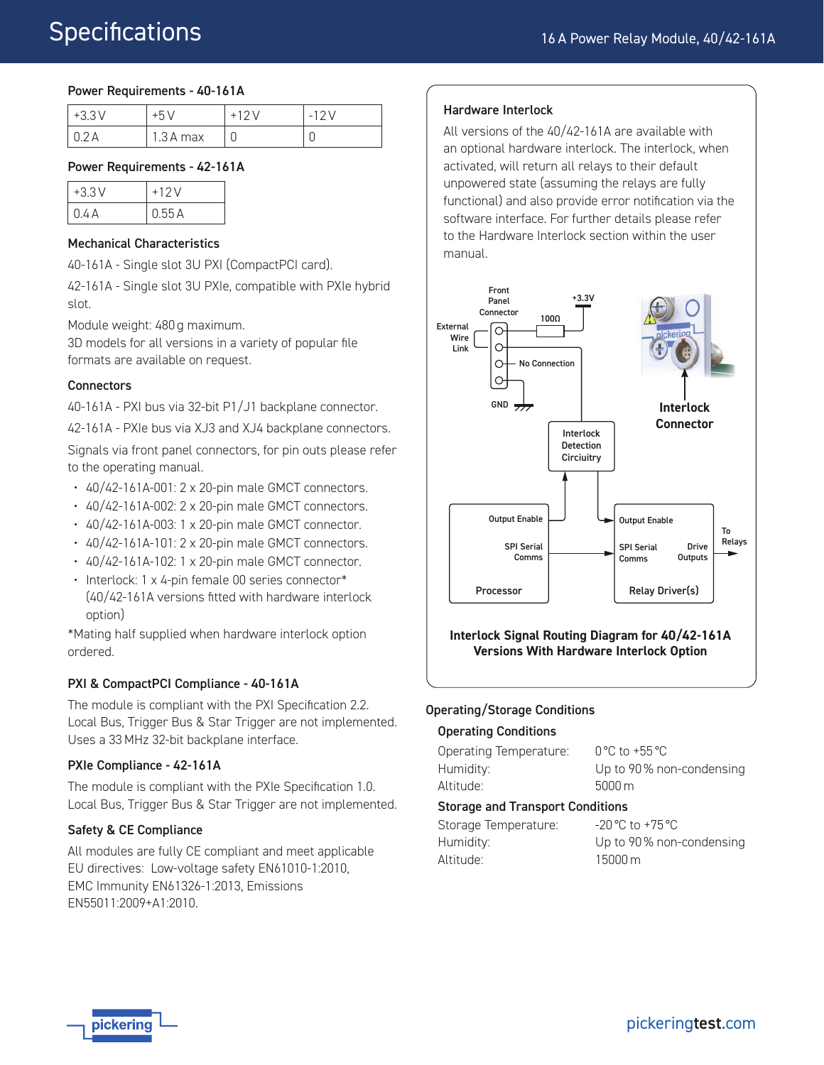# Specifications

## Power Requirements - 40-161A

| +3.3 V | +5 V | +12 V | -12 V |
|---|---|---|---|
| 0.2 A | 1.3 A max | 0 | 0 |

## Power Requirements - 42-161A

| +3.3 V | +12 V |
|---|---|
| 0.4 A | 0.55 A |

## Mechanical Characteristics

40-161A - Single slot 3U PXI (CompactPCI card).

42-161A - Single slot 3U PXIe, compatible with PXIe hybrid slot.

Module weight: 480 g maximum.
3D models for all versions in a variety of popular file formats are available on request.

## Connectors

40-161A - PXI bus via 32-bit P1/J1 backplane connector.

42-161A - PXIe bus via XJ3 and XJ4 backplane connectors.

Signals via front panel connectors, for pin outs please refer to the operating manual.

- 40/42-161A-001: 2 x 20-pin male GMCT connectors.
- 40/42-161A-002: 2 x 20-pin male GMCT connectors.
- 40/42-161A-003: 1 x 20-pin male GMCT connector.
- 40/42-161A-101: 2 x 20-pin male GMCT connectors.
- 40/42-161A-102: 1 x 20-pin male GMCT connector.
- Interlock: 1 x 4-pin female 00 series connector* (40/42-161A versions fitted with hardware interlock option)

*Mating half supplied when hardware interlock option ordered.

## PXI & CompactPCI Compliance - 40-161A

The module is compliant with the PXI Specification 2.2. Local Bus, Trigger Bus & Star Trigger are not implemented. Uses a 33 MHz 32-bit backplane interface.

## PXIe Compliance - 42-161A

The module is compliant with the PXIe Specification 1.0. Local Bus, Trigger Bus & Star Trigger are not implemented.

## Safety & CE Compliance

All modules are fully CE compliant and meet applicable EU directives: Low-voltage safety EN61010-1:2010, EMC Immunity EN61326-1:2013, Emissions EN55011:2009+A1:2010.

## Hardware Interlock

All versions of the 40/42-161A are available with an optional hardware interlock. The interlock, when activated, will return all relays to their default unpowered state (assuming the relays are fully functional) and also provide error notification via the software interface. For further details please refer to the Hardware Interlock section within the user manual.

**Interlock Signal Routing Diagram for 40/42-161A Versions With Hardware Interlock Option**

## Operating/Storage Conditions

### Operating Conditions

| | |
|---|---|
| Operating Temperature: | 0 °C to +55 °C |
| Humidity: | Up to 90 % non-condensing |
| Altitude: | 5000 m |

### Storage and Transport Conditions

| | |
|---|---|
| Storage Temperature: | -20 °C to +75 °C |
| Humidity: | Up to 90 % non-condensing |
| Altitude: | 15000 m |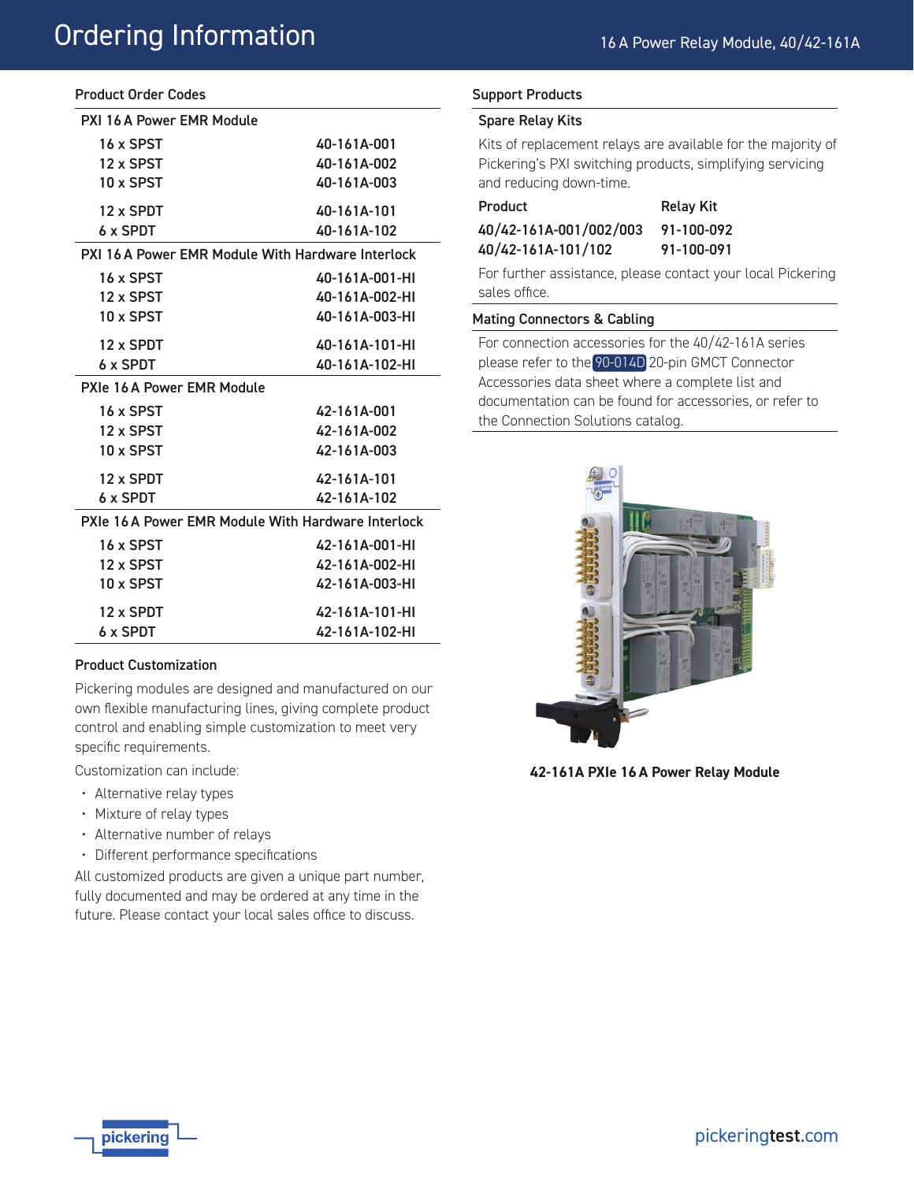# Ordering Information

## Product Order Codes

| PXI 16 A Power EMR Module | |
|---|---|
| 16 x SPST | 40-161A-001 |
| 12 x SPST | 40-161A-002 |
| 10 x SPST | 40-161A-003 |
| 12 x SPDT | 40-161A-101 |
| 6 x SPDT | 40-161A-102 |
| **PXI 16 A Power EMR Module With Hardware Interlock** | |
| 16 x SPST | 40-161A-001-HI |
| 12 x SPST | 40-161A-002-HI |
| 10 x SPST | 40-161A-003-HI |
| 12 x SPDT | 40-161A-101-HI |
| 6 x SPDT | 40-161A-102-HI |
| **PXIe 16 A Power EMR Module** | |
| 16 x SPST | 42-161A-001 |
| 12 x SPST | 42-161A-002 |
| 10 x SPST | 42-161A-003 |
| 12 x SPDT | 42-161A-101 |
| 6 x SPDT | 42-161A-102 |
| **PXIe 16 A Power EMR Module With Hardware Interlock** | |
| 16 x SPST | 42-161A-001-HI |
| 12 x SPST | 42-161A-002-HI |
| 10 x SPST | 42-161A-003-HI |
| 12 x SPDT | 42-161A-101-HI |
| 6 x SPDT | 42-161A-102-HI |

## Product Customization

Pickering modules are designed and manufactured on our own flexible manufacturing lines, giving complete product control and enabling simple customization to meet very specific requirements.

Customization can include:

- Alternative relay types
- Mixture of relay types
- Alternative number of relays
- Different performance specifications

All customized products are given a unique part number, fully documented and may be ordered at any time in the future. Please contact your local sales office to discuss.

## Support Products

### Spare Relay Kits

Kits of replacement relays are available for the majority of Pickering's PXI switching products, simplifying servicing and reducing down-time.

| Product | Relay Kit |
|---|---|
| 40/42-161A-001/002/003 | 91-100-092 |
| 40/42-161A-101/102 | 91-100-091 |

For further assistance, please contact your local Pickering sales office.

### Mating Connectors & Cabling

For connection accessories for the 40/42-161A series please refer to the 90-014D 20-pin GMCT Connector Accessories data sheet where a complete list and documentation can be found for accessories, or refer to the Connection Solutions catalog.

**42-161A PXIe 16 A Power Relay Module**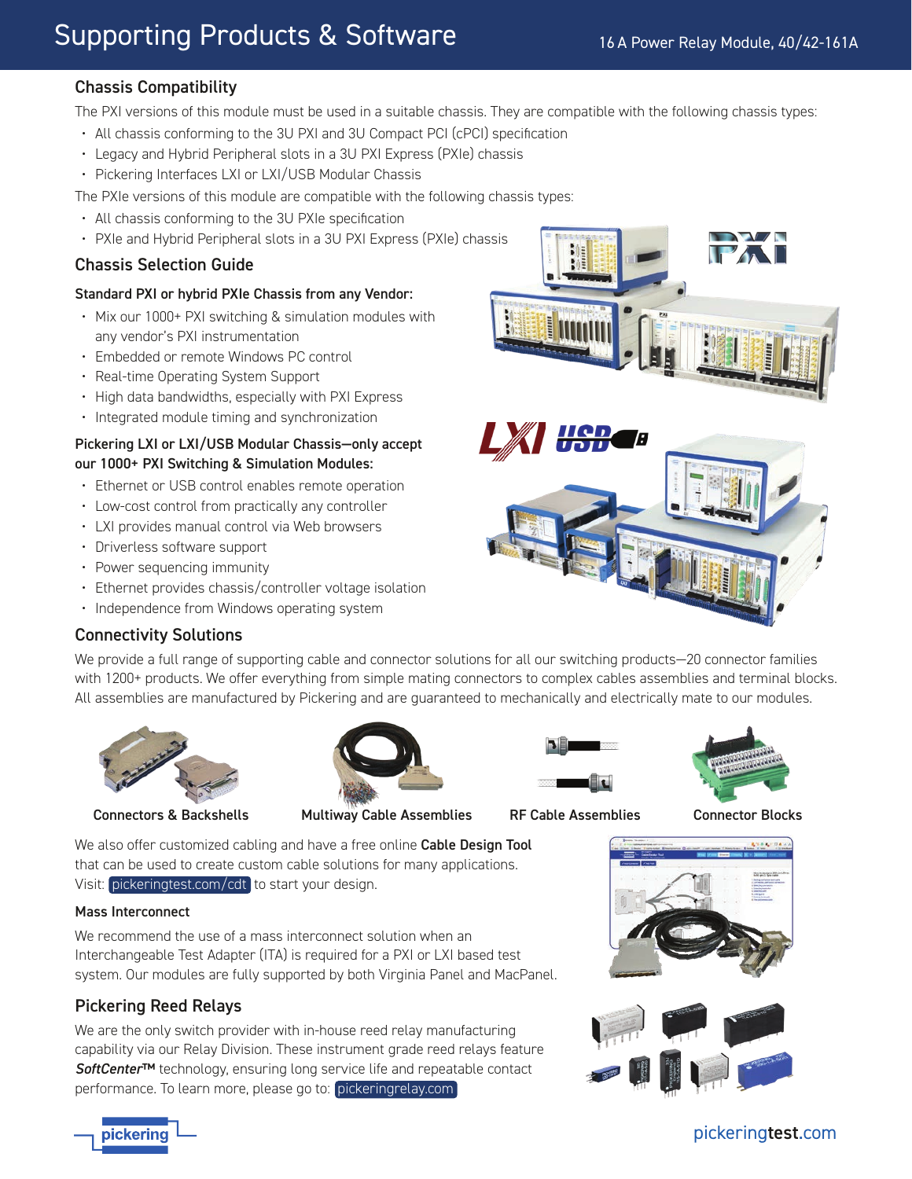# Supporting Products & Software

## Chassis Compatibility

The PXI versions of this module must be used in a suitable chassis. They are compatible with the following chassis types:

- All chassis conforming to the 3U PXI and 3U Compact PCI (cPCI) specification
- Legacy and Hybrid Peripheral slots in a 3U PXI Express (PXIe) chassis
- Pickering Interfaces LXI or LXI/USB Modular Chassis

The PXIe versions of this module are compatible with the following chassis types:

- All chassis conforming to the 3U PXIe specification
- PXIe and Hybrid Peripheral slots in a 3U PXI Express (PXIe) chassis

## Chassis Selection Guide

### Standard PXI or hybrid PXIe Chassis from any Vendor:

- Mix our 1000+ PXI switching & simulation modules with any vendor's PXI instrumentation
- Embedded or remote Windows PC control
- Real-time Operating System Support
- High data bandwidths, especially with PXI Express
- Integrated module timing and synchronization

### Pickering LXI or LXI/USB Modular Chassis—only accept our 1000+ PXI Switching & Simulation Modules:

- Ethernet or USB control enables remote operation
- Low-cost control from practically any controller
- LXI provides manual control via Web browsers
- Driverless software support
- Power sequencing immunity
- Ethernet provides chassis/controller voltage isolation
- Independence from Windows operating system

## Connectivity Solutions

We provide a full range of supporting cable and connector solutions for all our switching products—20 connector families with 1200+ products. We offer everything from simple mating connectors to complex cables assemblies and terminal blocks. All assemblies are manufactured by Pickering and are guaranteed to mechanically and electrically mate to our modules.

**Connectors & Backshells** | **Multiway Cable Assemblies** | **RF Cable Assemblies** | **Connector Blocks**

We also offer customized cabling and have a free online **Cable Design Tool** that can be used to create custom cable solutions for many applications. Visit: pickeringtest.com/cdt to start your design.

### Mass Interconnect

We recommend the use of a mass interconnect solution when an Interchangeable Test Adapter (ITA) is required for a PXI or LXI based test system. Our modules are fully supported by both Virginia Panel and MacPanel.

## Pickering Reed Relays

We are the only switch provider with in-house reed relay manufacturing capability via our Relay Division. These instrument grade reed relays feature ***SoftCenter™*** technology, ensuring long service life and repeatable contact performance. To learn more, please go to: pickeringrelay.com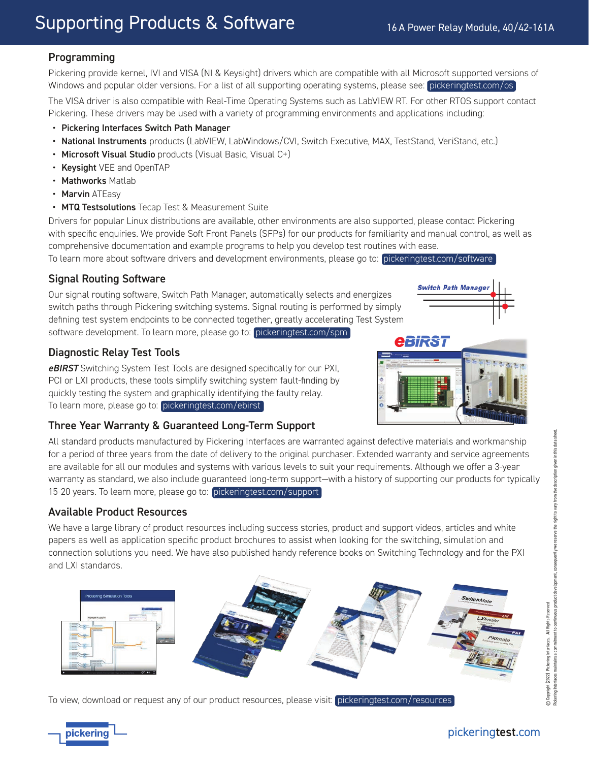# Supporting Products & Software

## Programming

Pickering provide kernel, IVI and VISA (NI & Keysight) drivers which are compatible with all Microsoft supported versions of Windows and popular older versions. For a list of all supporting operating systems, please see: pickeringtest.com/os

The VISA driver is also compatible with Real-Time Operating Systems such as LabVIEW RT. For other RTOS support contact Pickering. These drivers may be used with a variety of programming environments and applications including:

- **Pickering Interfaces Switch Path Manager**
- **National Instruments** products (LabVIEW, LabWindows/CVI, Switch Executive, MAX, TestStand, VeriStand, etc.)
- **Microsoft Visual Studio** products (Visual Basic, Visual C+)
- **Keysight** VEE and OpenTAP
- **Mathworks** Matlab
- **Marvin** ATEasy
- **MTQ Testsolutions** Tecap Test & Measurement Suite

Drivers for popular Linux distributions are available, other environments are also supported, please contact Pickering with specific enquiries. We provide Soft Front Panels (SFPs) for our products for familiarity and manual control, as well as comprehensive documentation and example programs to help you develop test routines with ease.

To learn more about software drivers and development environments, please go to: pickeringtest.com/software

## Signal Routing Software

Our signal routing software, Switch Path Manager, automatically selects and energizes switch paths through Pickering switching systems. Signal routing is performed by simply defining test system endpoints to be connected together, greatly accelerating Test System software development. To learn more, please go to: pickeringtest.com/spm

## Diagnostic Relay Test Tools

***eBIRST*** Switching System Test Tools are designed specifically for our PXI, PCI or LXI products, these tools simplify switching system fault-finding by quickly testing the system and graphically identifying the faulty relay.

To learn more, please go to: pickeringtest.com/ebirst

## Three Year Warranty & Guaranteed Long-Term Support

All standard products manufactured by Pickering Interfaces are warranted against defective materials and workmanship for a period of three years from the date of delivery to the original purchaser. Extended warranty and service agreements are available for all our modules and systems with various levels to suit your requirements. Although we offer a 3-year warranty as standard, we also include guaranteed long-term support—with a history of supporting our products for typically 15-20 years. To learn more, please go to: pickeringtest.com/support

## Available Product Resources

We have a large library of product resources including success stories, product and support videos, articles and white papers as well as application specific product brochures to assist when looking for the switching, simulation and connection solutions you need. We have also published handy reference books on Switching Technology and for the PXI and LXI standards.

To view, download or request any of our product resources, please visit: pickeringtest.com/resources

© Copyright (2022) Pickering Interfaces. All Rights Reserved
Pickering Interfaces maintains a commitment to continuous product development, consequently we reserve the right to vary from the description given in this data sheet.